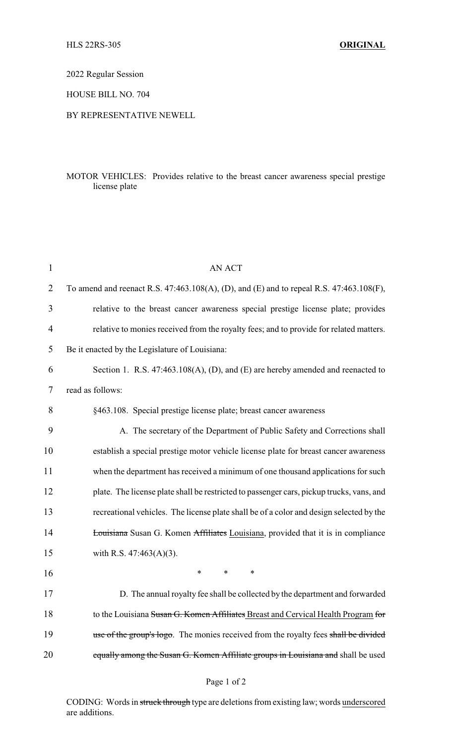HLS 22RS-305 **ORIGINAL**

2022 Regular Session

HOUSE BILL NO. 704

BY REPRESENTATIVE NEWELL

MOTOR VEHICLES: Provides relative to the breast cancer awareness special prestige license plate

AN ACT

To amend and reenact R.S. 47:463.108(A), (D), and (E) and to repeal R.S. 47:463.108(F), relative to the breast cancer awareness special prestige license plate; provides relative to monies received from the royalty fees; and to provide for related matters.

Be it enacted by the Legislature of Louisiana:

Section 1. R.S. 47:463.108(A), (D), and (E) are hereby amended and reenacted to read as follows:

§463.108. Special prestige license plate; breast cancer awareness

A. The secretary of the Department of Public Safety and Corrections shall establish a special prestige motor vehicle license plate for breast cancer awareness when the department has received a minimum of one thousand applications for such plate. The license plate shall be restricted to passenger cars, pickup trucks, vans, and recreational vehicles. The license plate shall be of a color and design selected by the ~~Louisiana~~ Susan G. Komen ~~Affiliates~~ <u>Louisiana</u>, provided that it is in compliance with R.S. 47:463(A)(3).

\* \* \*

D. The annual royalty fee shall be collected by the department and forwarded to the Louisiana ~~Susan G. Komen Affiliates~~ <u>Breast and Cervical Health Program</u> ~~for use of the group's logo~~. The monies received from the royalty fees ~~shall be divided equally among the Susan G. Komen Affiliate groups in Louisiana and~~ shall be used

CODING: Words in ~~struck through~~ type are deletions from existing law; words <u>underscored</u> are additions.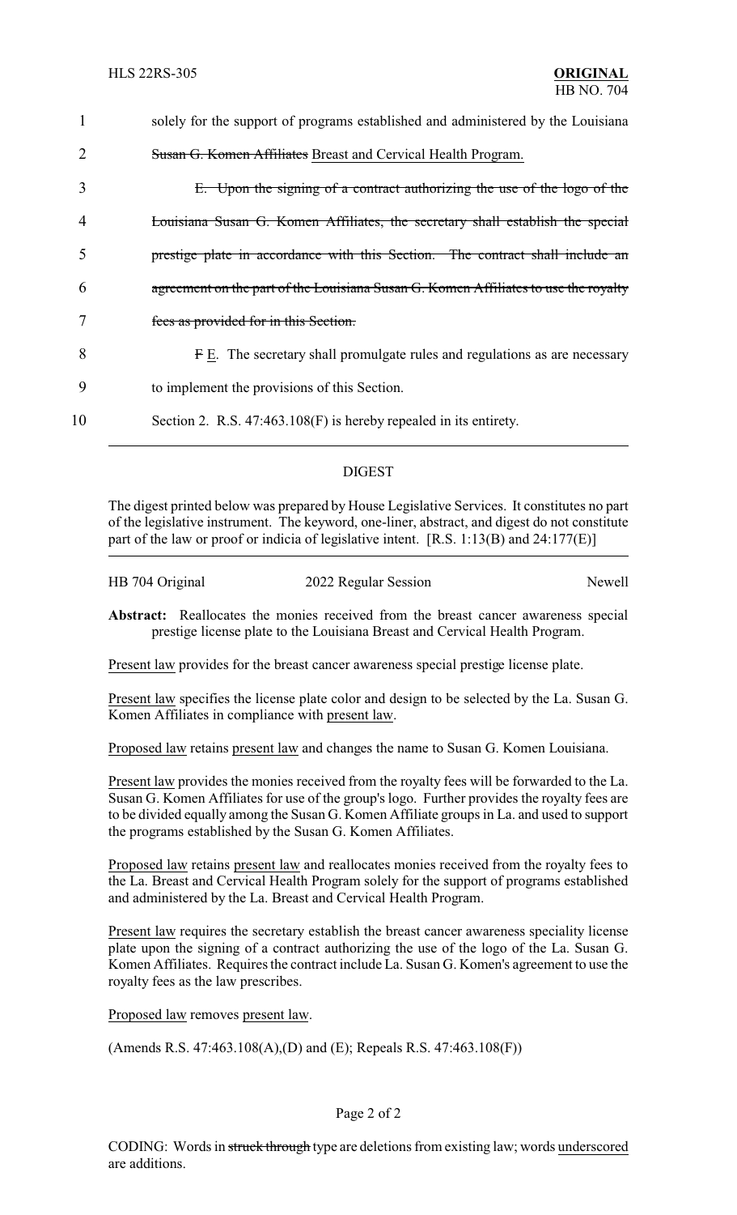1 solely for the support of programs established and administered by the Louisiana

2 ~~Susan G. Komen Affiliates~~ Breast and Cervical Health Program.

3 ~~E. Upon the signing of a contract authorizing the use of the logo of the~~

4 ~~Louisiana Susan G. Komen Affiliates, the secretary shall establish the special~~

5 ~~prestige plate in accordance with this Section. The contract shall include an~~

6 ~~agreement on the part of the Louisiana Susan G. Komen Affiliates to use the royalty~~

7 ~~fees as provided for in this Section.~~

8 ~~F~~ E. The secretary shall promulgate rules and regulations as are necessary

9 to implement the provisions of this Section.

10 Section 2. R.S. 47:463.108(F) is hereby repealed in its entirety.

## DIGEST

The digest printed below was prepared by House Legislative Services. It constitutes no part of the legislative instrument. The keyword, one-liner, abstract, and digest do not constitute part of the law or proof or indicia of legislative intent. [R.S. 1:13(B) and 24:177(E)]

HB 704 Original 2022 Regular Session Newell

**Abstract:** Reallocates the monies received from the breast cancer awareness special prestige license plate to the Louisiana Breast and Cervical Health Program.

Present law provides for the breast cancer awareness special prestige license plate.

Present law specifies the license plate color and design to be selected by the La. Susan G. Komen Affiliates in compliance with present law.

Proposed law retains present law and changes the name to Susan G. Komen Louisiana.

Present law provides the monies received from the royalty fees will be forwarded to the La. Susan G. Komen Affiliates for use of the group's logo. Further provides the royalty fees are to be divided equally among the Susan G. Komen Affiliate groups in La. and used to support the programs established by the Susan G. Komen Affiliates.

Proposed law retains present law and reallocates monies received from the royalty fees to the La. Breast and Cervical Health Program solely for the support of programs established and administered by the La. Breast and Cervical Health Program.

Present law requires the secretary establish the breast cancer awareness speciality license plate upon the signing of a contract authorizing the use of the logo of the La. Susan G. Komen Affiliates. Requires the contract include La. Susan G. Komen's agreement to use the royalty fees as the law prescribes.

Proposed law removes present law.

(Amends R.S. 47:463.108(A),(D) and (E); Repeals R.S. 47:463.108(F))

CODING: Words in ~~struck through~~ type are deletions from existing law; words underscored are additions.